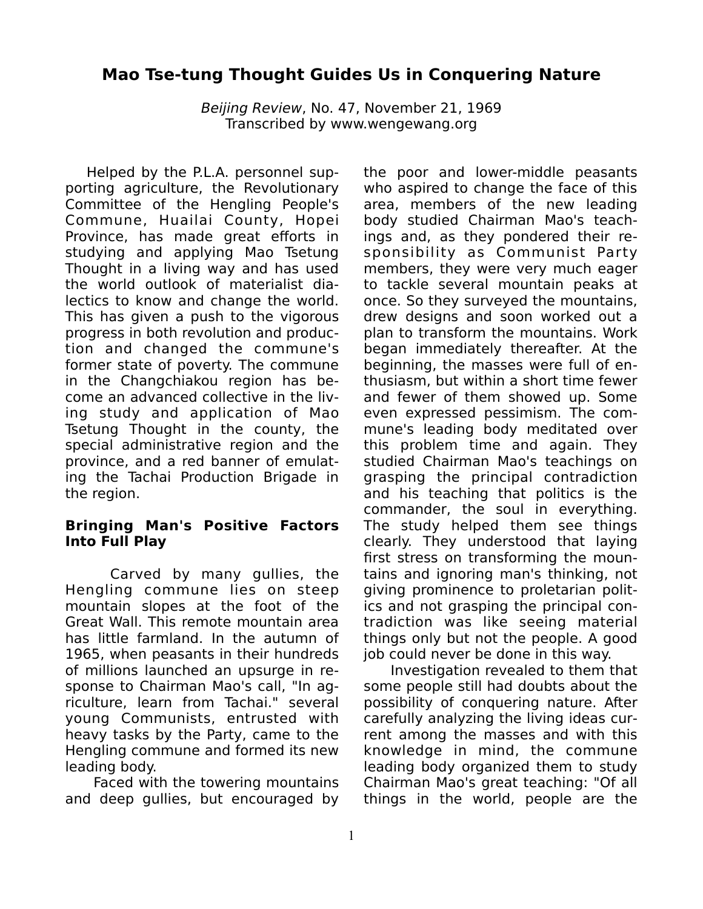# Mao Tse-tung Thought Guides Us in Conquering Nature

*Beijing Review*, No. 47, November 21, 1969
Transcribed by www.wengewang.org

Helped by the P.L.A. personnel supporting agriculture, the Revolutionary Committee of the Hengling People's Commune, Huailai County, Hopei Province, has made great efforts in studying and applying Mao Tsetung Thought in a living way and has used the world outlook of materialist dialectics to know and change the world. This has given a push to the vigorous progress in both revolution and production and changed the commune's former state of poverty. The commune in the Changchiakou region has become an advanced collective in the living study and application of Mao Tsetung Thought in the county, the special administrative region and the province, and a red banner of emulating the Tachai Production Brigade in the region.

### Bringing Man's Positive Factors Into Full Play

Carved by many gullies, the Hengling commune lies on steep mountain slopes at the foot of the Great Wall. This remote mountain area has little farmland. In the autumn of 1965, when peasants in their hundreds of millions launched an upsurge in response to Chairman Mao's call, "In agriculture, learn from Tachai." several young Communists, entrusted with heavy tasks by the Party, came to the Hengling commune and formed its new leading body.

Faced with the towering mountains and deep gullies, but encouraged by the poor and lower-middle peasants who aspired to change the face of this area, members of the new leading body studied Chairman Mao's teachings and, as they pondered their responsibility as Communist Party members, they were very much eager to tackle several mountain peaks at once. So they surveyed the mountains, drew designs and soon worked out a plan to transform the mountains. Work began immediately thereafter. At the beginning, the masses were full of enthusiasm, but within a short time fewer and fewer of them showed up. Some even expressed pessimism. The commune's leading body meditated over this problem time and again. They studied Chairman Mao's teachings on grasping the principal contradiction and his teaching that politics is the commander, the soul in everything. The study helped them see things clearly. They understood that laying first stress on transforming the mountains and ignoring man's thinking, not giving prominence to proletarian politics and not grasping the principal contradiction was like seeing material things only but not the people. A good job could never be done in this way.

Investigation revealed to them that some people still had doubts about the possibility of conquering nature. After carefully analyzing the living ideas current among the masses and with this knowledge in mind, the commune leading body organized them to study Chairman Mao's great teaching: "Of all things in the world, people are the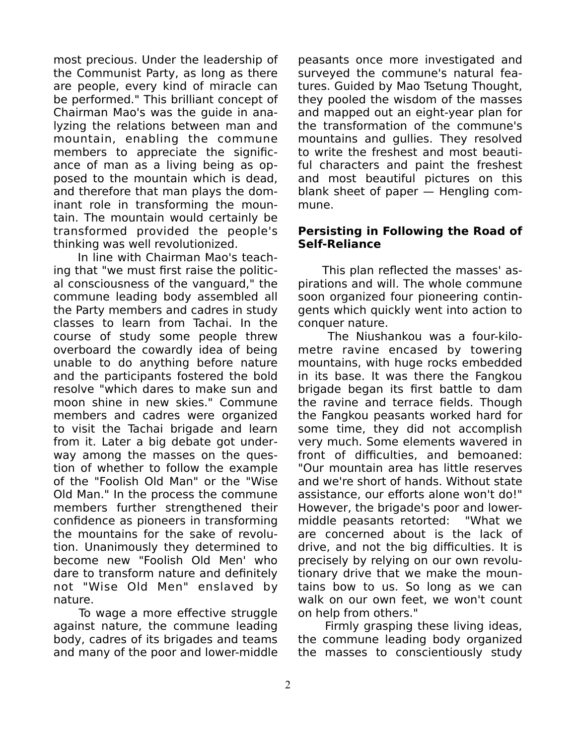most precious. Under the leadership of the Communist Party, as long as there are people, every kind of miracle can be performed." This brilliant concept of Chairman Mao's was the guide in analyzing the relations between man and mountain, enabling the commune members to appreciate the significance of man as a living being as opposed to the mountain which is dead, and therefore that man plays the dominant role in transforming the mountain. The mountain would certainly be transformed provided the people's thinking was well revolutionized.

In line with Chairman Mao's teaching that "we must first raise the political consciousness of the vanguard," the commune leading body assembled all the Party members and cadres in study classes to learn from Tachai. In the course of study some people threw overboard the cowardly idea of being unable to do anything before nature and the participants fostered the bold resolve "which dares to make sun and moon shine in new skies." Commune members and cadres were organized to visit the Tachai brigade and learn from it. Later a big debate got underway among the masses on the question of whether to follow the example of the "Foolish Old Man" or the "Wise Old Man." In the process the commune members further strengthened their confidence as pioneers in transforming the mountains for the sake of revolution. Unanimously they determined to become new "Foolish Old Men" who dare to transform nature and definitely not "Wise Old Men" enslaved by nature.

To wage a more effective struggle against nature, the commune leading body, cadres of its brigades and teams and many of the poor and lower-middle peasants once more investigated and surveyed the commune's natural features. Guided by Mao Tsetung Thought, they pooled the wisdom of the masses and mapped out an eight-year plan for the transformation of the commune's mountains and gullies. They resolved to write the freshest and most beautiful characters and paint the freshest and most beautiful pictures on this blank sheet of paper — Hengling commune.

**Persisting in Following the Road of Self-Reliance**

This plan reflected the masses' aspirations and will. The whole commune soon organized four pioneering contingents which quickly went into action to conquer nature.

The Niushankou was a four-kilometre ravine encased by towering mountains, with huge rocks embedded in its base. It was there the Fangkou brigade began its first battle to dam the ravine and terrace fields. Though the Fangkou peasants worked hard for some time, they did not accomplish very much. Some elements wavered in front of difficulties, and bemoaned: "Our mountain area has little reserves and we're short of hands. Without state assistance, our efforts alone won't do!" However, the brigade's poor and lower-middle peasants retorted: "What we are concerned about is the lack of drive, and not the big difficulties. It is precisely by relying on our own revolutionary drive that we make the mountains bow to us. So long as we can walk on our own feet, we won't count on help from others."

Firmly grasping these living ideas, the commune leading body organized the masses to conscientiously study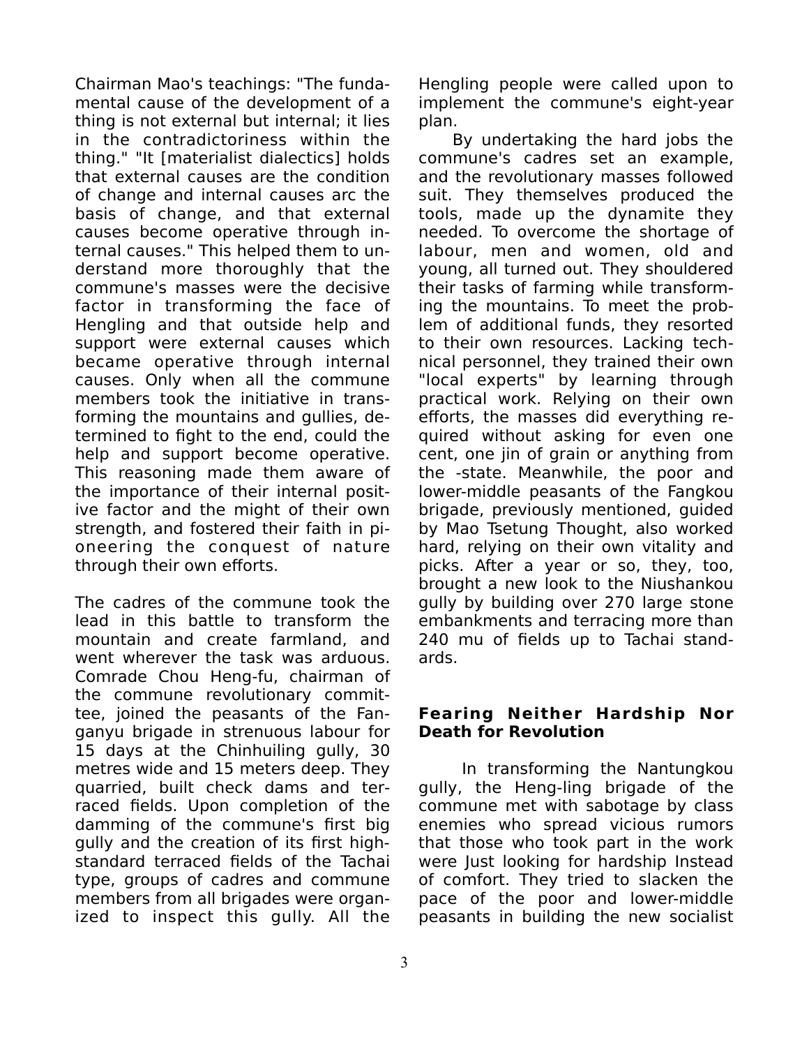Chairman Mao's teachings: "The fundamental cause of the development of a thing is not external but internal; it lies in the contradictoriness within the thing." "It [materialist dialectics] holds that external causes are the condition of change and internal causes arc the basis of change, and that external causes become operative through internal causes." This helped them to understand more thoroughly that the commune's masses were the decisive factor in transforming the face of Hengling and that outside help and support were external causes which became operative through internal causes. Only when all the commune members took the initiative in transforming the mountains and gullies, determined to fight to the end, could the help and support become operative. This reasoning made them aware of the importance of their internal positive factor and the might of their own strength, and fostered their faith in pioneering the conquest of nature through their own efforts.

The cadres of the commune took the lead in this battle to transform the mountain and create farmland, and went wherever the task was arduous. Comrade Chou Heng-fu, chairman of the commune revolutionary committee, joined the peasants of the Fanganyu brigade in strenuous labour for 15 days at the Chinhuiling gully, 30 metres wide and 15 meters deep. They quarried, built check dams and terraced fields. Upon completion of the damming of the commune's first big gully and the creation of its first high-standard terraced fields of the Tachai type, groups of cadres and commune members from all brigades were organized to inspect this gully. All the Hengling people were called upon to implement the commune's eight-year plan.

By undertaking the hard jobs the commune's cadres set an example, and the revolutionary masses followed suit. They themselves produced the tools, made up the dynamite they needed. To overcome the shortage of labour, men and women, old and young, all turned out. They shouldered their tasks of farming while transforming the mountains. To meet the problem of additional funds, they resorted to their own resources. Lacking technical personnel, they trained their own "local experts" by learning through practical work. Relying on their own efforts, the masses did everything required without asking for even one cent, one jin of grain or anything from the -state. Meanwhile, the poor and lower-middle peasants of the Fangkou brigade, previously mentioned, guided by Mao Tsetung Thought, also worked hard, relying on their own vitality and picks. After a year or so, they, too, brought a new look to the Niushankou gully by building over 270 large stone embankments and terracing more than 240 mu of fields up to Tachai standards.

### Fearing Neither Hardship Nor Death for Revolution

In transforming the Nantungkou gully, the Heng-ling brigade of the commune met with sabotage by class enemies who spread vicious rumors that those who took part in the work were Just looking for hardship Instead of comfort. They tried to slacken the pace of the poor and lower-middle peasants in building the new socialist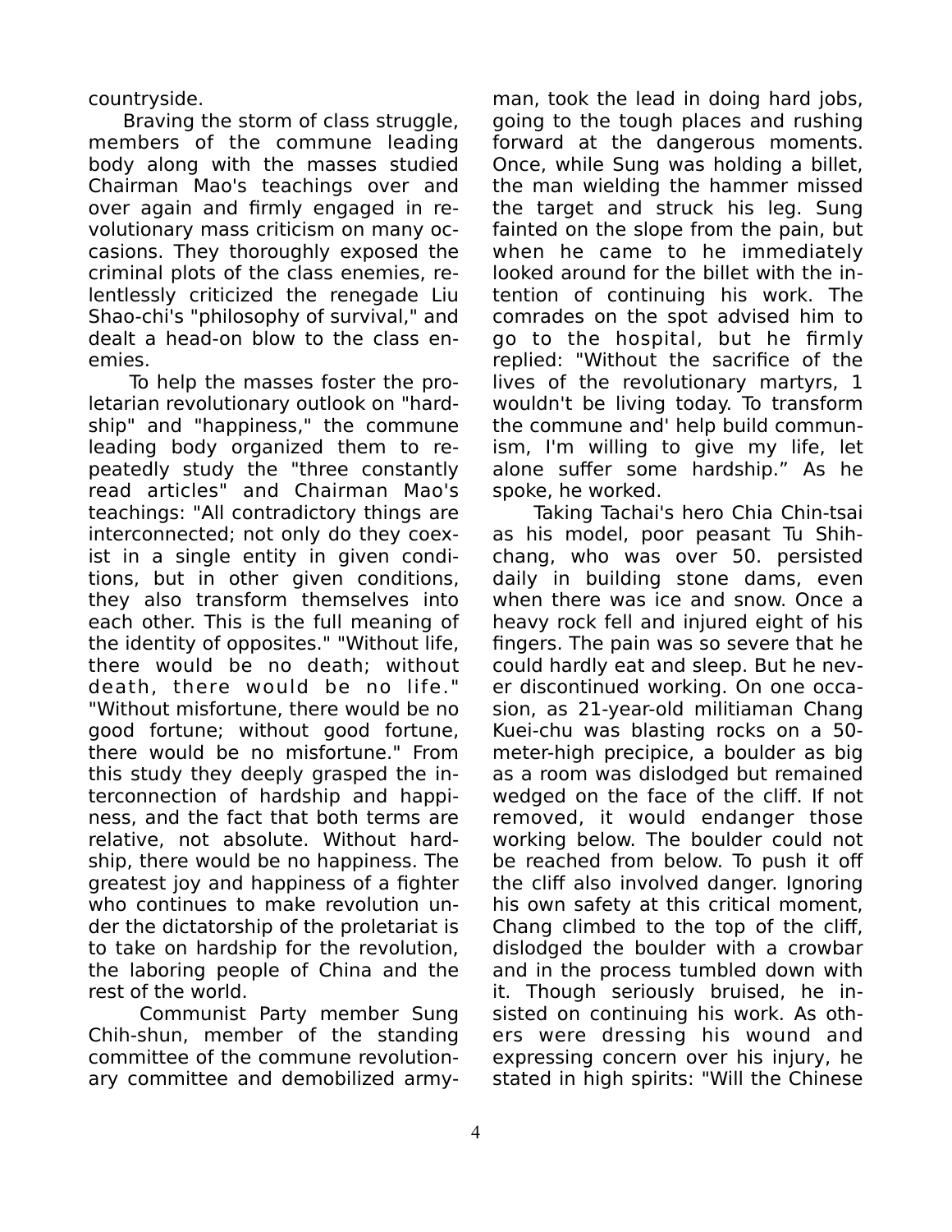countryside.

Braving the storm of class struggle, members of the commune leading body along with the masses studied Chairman Mao's teachings over and over again and firmly engaged in revolutionary mass criticism on many occasions. They thoroughly exposed the criminal plots of the class enemies, relentlessly criticized the renegade Liu Shao-chi's "philosophy of survival," and dealt a head-on blow to the class enemies.

To help the masses foster the proletarian revolutionary outlook on "hardship" and "happiness," the commune leading body organized them to repeatedly study the "three constantly read articles" and Chairman Mao's teachings: "All contradictory things are interconnected; not only do they coexist in a single entity in given conditions, but in other given conditions, they also transform themselves into each other. This is the full meaning of the identity of opposites." "Without life, there would be no death; without death, there would be no life." "Without misfortune, there would be no good fortune; without good fortune, there would be no misfortune." From this study they deeply grasped the interconnection of hardship and happiness, and the fact that both terms are relative, not absolute. Without hardship, there would be no happiness. The greatest joy and happiness of a fighter who continues to make revolution under the dictatorship of the proletariat is to take on hardship for the revolution, the laboring people of China and the rest of the world.

Communist Party member Sung Chih-shun, member of the standing committee of the commune revolutionary committee and demobilized armyman, took the lead in doing hard jobs, going to the tough places and rushing forward at the dangerous moments. Once, while Sung was holding a billet, the man wielding the hammer missed the target and struck his leg. Sung fainted on the slope from the pain, but when he came to he immediately looked around for the billet with the intention of continuing his work. The comrades on the spot advised him to go to the hospital, but he firmly replied: "Without the sacrifice of the lives of the revolutionary martyrs, 1 wouldn't be living today. To transform the commune and' help build communism, I'm willing to give my life, let alone suffer some hardship." As he spoke, he worked.

Taking Tachai's hero Chia Chin-tsai as his model, poor peasant Tu Shih-chang, who was over 50. persisted daily in building stone dams, even when there was ice and snow. Once a heavy rock fell and injured eight of his fingers. The pain was so severe that he could hardly eat and sleep. But he never discontinued working. On one occasion, as 21-year-old militiaman Chang Kuei-chu was blasting rocks on a 50-meter-high precipice, a boulder as big as a room was dislodged but remained wedged on the face of the cliff. If not removed, it would endanger those working below. The boulder could not be reached from below. To push it off the cliff also involved danger. Ignoring his own safety at this critical moment, Chang climbed to the top of the cliff, dislodged the boulder with a crowbar and in the process tumbled down with it. Though seriously bruised, he insisted on continuing his work. As others were dressing his wound and expressing concern over his injury, he stated in high spirits: "Will the Chinese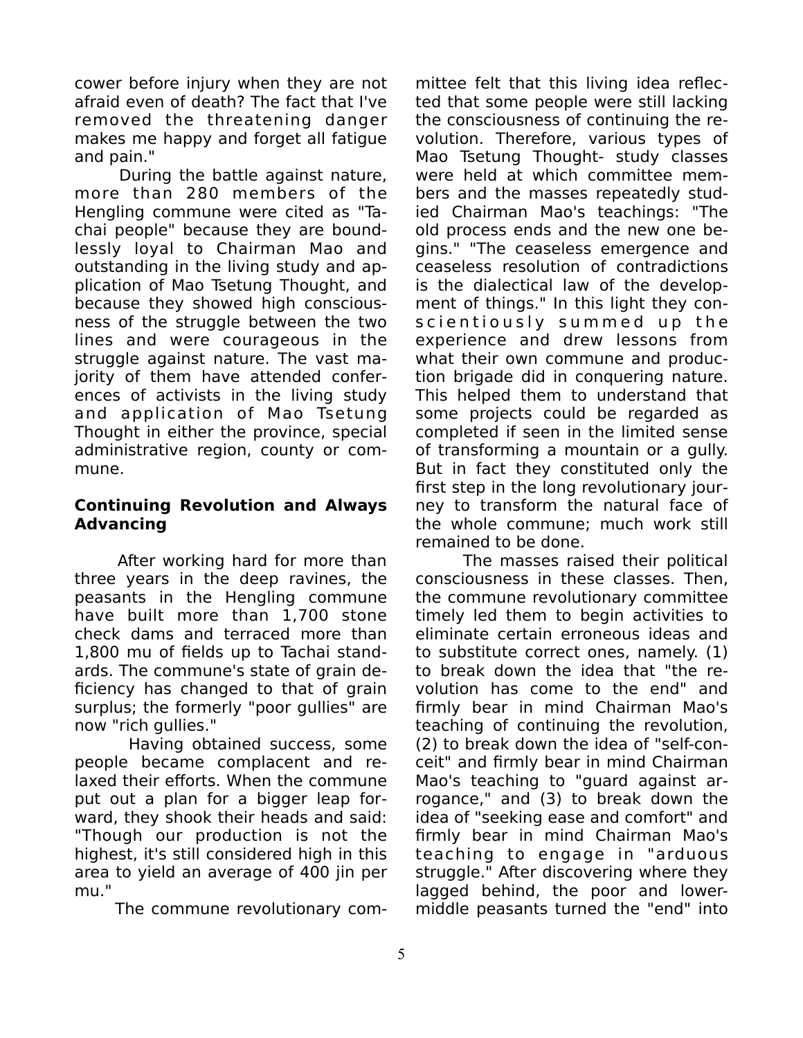cower before injury when they are not afraid even of death? The fact that I've removed the threatening danger makes me happy and forget all fatigue and pain."

During the battle against nature, more than 280 members of the Hengling commune were cited as "Tachai people" because they are boundlessly loyal to Chairman Mao and outstanding in the living study and application of Mao Tsetung Thought, and because they showed high consciousness of the struggle between the two lines and were courageous in the struggle against nature. The vast majority of them have attended conferences of activists in the living study and application of Mao Tsetung Thought in either the province, special administrative region, county or commune.

**Continuing Revolution and Always Advancing**

After working hard for more than three years in the deep ravines, the peasants in the Hengling commune have built more than 1,700 stone check dams and terraced more than 1,800 mu of fields up to Tachai standards. The commune's state of grain deficiency has changed to that of grain surplus; the formerly "poor gullies" are now "rich gullies."

Having obtained success, some people became complacent and relaxed their efforts. When the commune put out a plan for a bigger leap forward, they shook their heads and said: "Though our production is not the highest, it's still considered high in this area to yield an average of 400 jin per mu."

The commune revolutionary committee felt that this living idea reflected that some people were still lacking the consciousness of continuing the revolution. Therefore, various types of Mao Tsetung Thought- study classes were held at which committee members and the masses repeatedly studied Chairman Mao's teachings: "The old process ends and the new one begins." "The ceaseless emergence and ceaseless resolution of contradictions is the dialectical law of the development of things." In this light they conscientiously summed up the experience and drew lessons from what their own commune and production brigade did in conquering nature. This helped them to understand that some projects could be regarded as completed if seen in the limited sense of transforming a mountain or a gully. But in fact they constituted only the first step in the long revolutionary journey to transform the natural face of the whole commune; much work still remained to be done.

The masses raised their political consciousness in these classes. Then, the commune revolutionary committee timely led them to begin activities to eliminate certain erroneous ideas and to substitute correct ones, namely. (1) to break down the idea that "the revolution has come to the end" and firmly bear in mind Chairman Mao's teaching of continuing the revolution, (2) to break down the idea of "self-conceit" and firmly bear in mind Chairman Mao's teaching to "guard against arrogance," and (3) to break down the idea of "seeking ease and comfort" and firmly bear in mind Chairman Mao's teaching to engage in "arduous struggle." After discovering where they lagged behind, the poor and lower-middle peasants turned the "end" into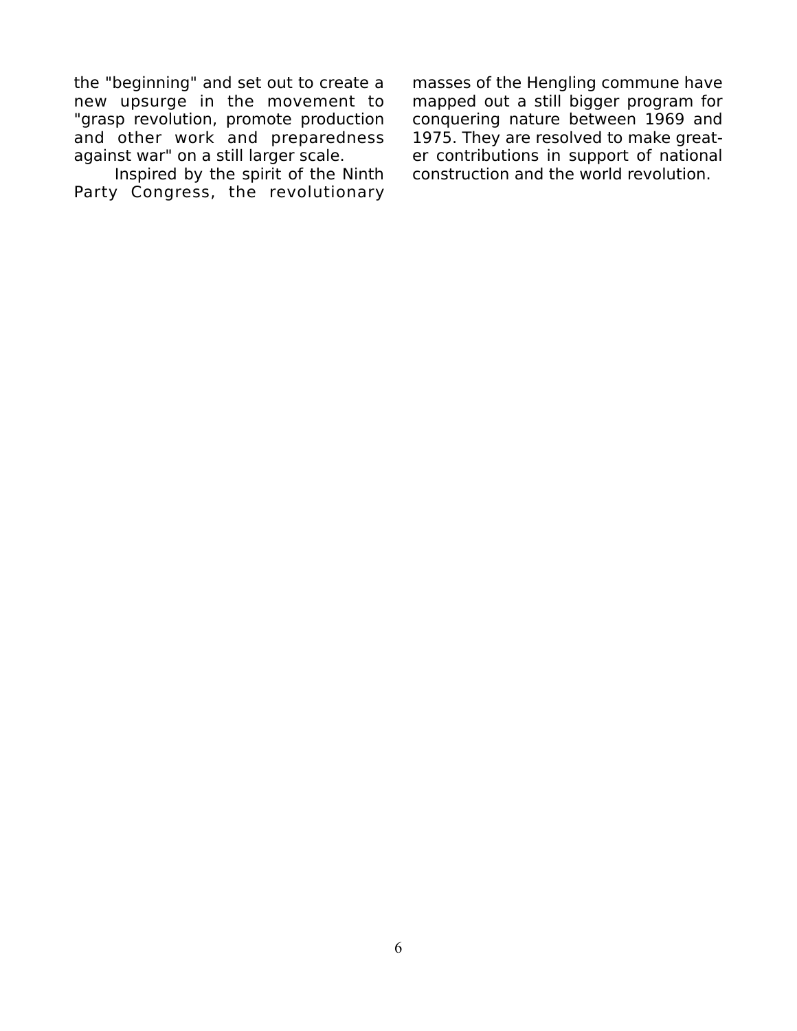the "beginning" and set out to create a new upsurge in the movement to "grasp revolution, promote production and other work and preparedness against war" on a still larger scale.

Inspired by the spirit of the Ninth Party Congress, the revolutionary masses of the Hengling commune have mapped out a still bigger program for conquering nature between 1969 and 1975. They are resolved to make greater contributions in support of national construction and the world revolution.